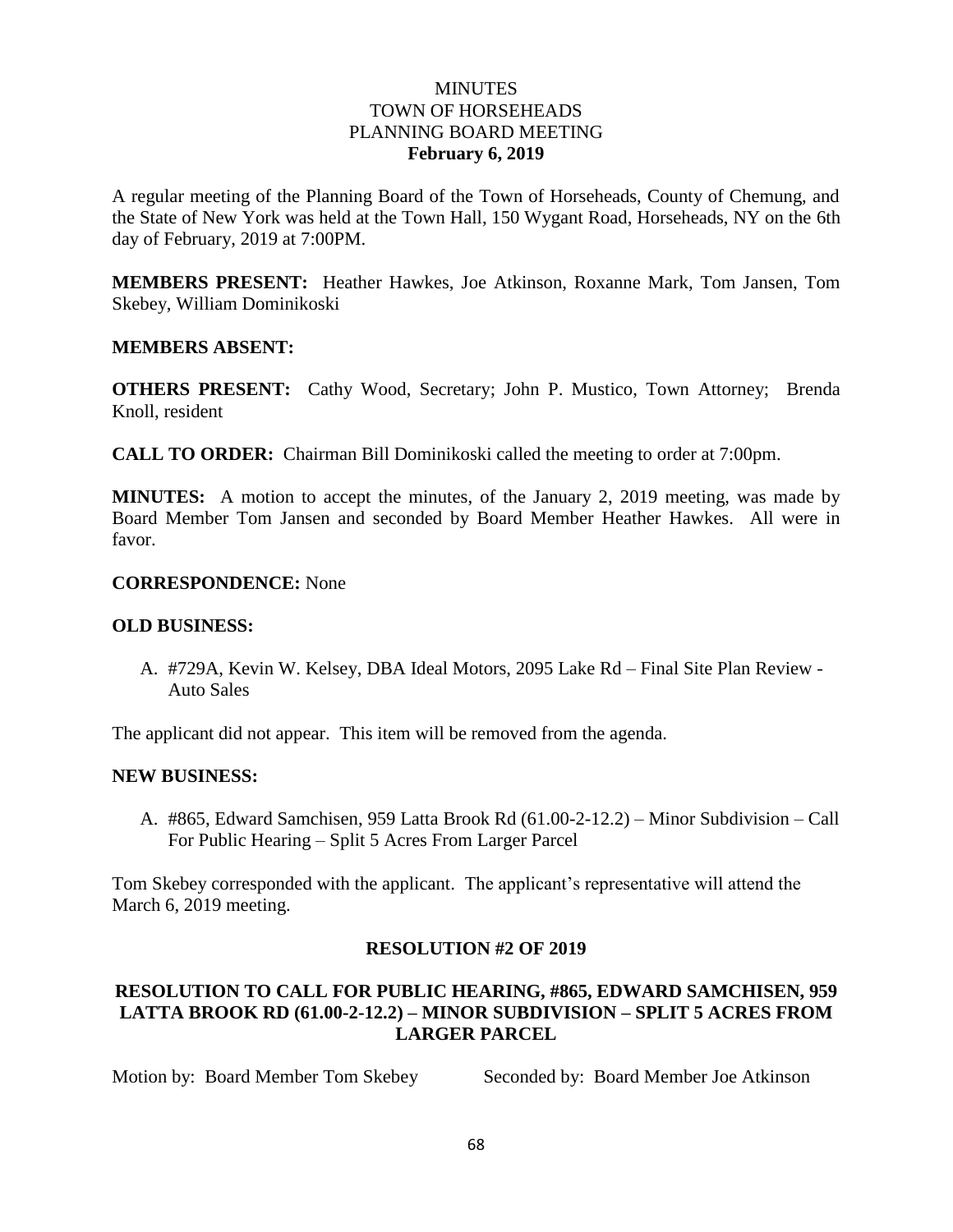# MINUTES
# TOWN OF HORSEHEADS
# PLANNING BOARD MEETING
# February 6, 2019

A regular meeting of the Planning Board of the Town of Horseheads, County of Chemung, and the State of New York was held at the Town Hall, 150 Wygant Road, Horseheads, NY on the 6th day of February, 2019 at 7:00PM.

**MEMBERS PRESENT:** Heather Hawkes, Joe Atkinson, Roxanne Mark, Tom Jansen, Tom Skebey, William Dominikoski

**MEMBERS ABSENT:**

**OTHERS PRESENT:** Cathy Wood, Secretary; John P. Mustico, Town Attorney; Brenda Knoll, resident

**CALL TO ORDER:** Chairman Bill Dominikoski called the meeting to order at 7:00pm.

**MINUTES:** A motion to accept the minutes, of the January 2, 2019 meeting, was made by Board Member Tom Jansen and seconded by Board Member Heather Hawkes. All were in favor.

**CORRESPONDENCE:** None

**OLD BUSINESS:**

A. #729A, Kevin W. Kelsey, DBA Ideal Motors, 2095 Lake Rd – Final Site Plan Review - Auto Sales

The applicant did not appear. This item will be removed from the agenda.

**NEW BUSINESS:**

A. #865, Edward Samchisen, 959 Latta Brook Rd (61.00-2-12.2) – Minor Subdivision – Call For Public Hearing – Split 5 Acres From Larger Parcel

Tom Skebey corresponded with the applicant. The applicant's representative will attend the March 6, 2019 meeting.

**RESOLUTION #2 OF 2019**

**RESOLUTION TO CALL FOR PUBLIC HEARING, #865, EDWARD SAMCHISEN, 959 LATTA BROOK RD (61.00-2-12.2) – MINOR SUBDIVISION – SPLIT 5 ACRES FROM LARGER PARCEL**

Motion by: Board Member Tom Skebey Seconded by: Board Member Joe Atkinson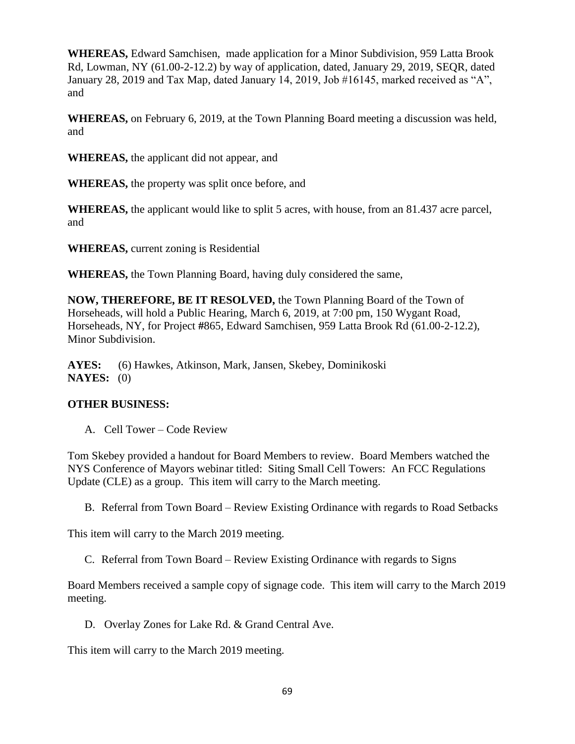**WHEREAS,** Edward Samchisen, made application for a Minor Subdivision, 959 Latta Brook Rd, Lowman, NY (61.00-2-12.2) by way of application, dated, January 29, 2019, SEQR, dated January 28, 2019 and Tax Map, dated January 14, 2019, Job #16145, marked received as "A", and

**WHEREAS,** on February 6, 2019, at the Town Planning Board meeting a discussion was held, and

**WHEREAS,** the applicant did not appear, and

**WHEREAS,** the property was split once before, and

**WHEREAS,** the applicant would like to split 5 acres, with house, from an 81.437 acre parcel, and

**WHEREAS,** current zoning is Residential

**WHEREAS,** the Town Planning Board, having duly considered the same,

**NOW, THEREFORE, BE IT RESOLVED,** the Town Planning Board of the Town of Horseheads, will hold a Public Hearing, March 6, 2019, at 7:00 pm, 150 Wygant Road, Horseheads, NY, for Project #865, Edward Samchisen, 959 Latta Brook Rd (61.00-2-12.2), Minor Subdivision.

**AYES:** (6) Hawkes, Atkinson, Mark, Jansen, Skebey, Dominikoski
**NAYES:** (0)

**OTHER BUSINESS:**

A. Cell Tower – Code Review

Tom Skebey provided a handout for Board Members to review. Board Members watched the NYS Conference of Mayors webinar titled: Siting Small Cell Towers: An FCC Regulations Update (CLE) as a group. This item will carry to the March meeting.

B. Referral from Town Board – Review Existing Ordinance with regards to Road Setbacks

This item will carry to the March 2019 meeting.

C. Referral from Town Board – Review Existing Ordinance with regards to Signs

Board Members received a sample copy of signage code. This item will carry to the March 2019 meeting.

D. Overlay Zones for Lake Rd. & Grand Central Ave.

This item will carry to the March 2019 meeting.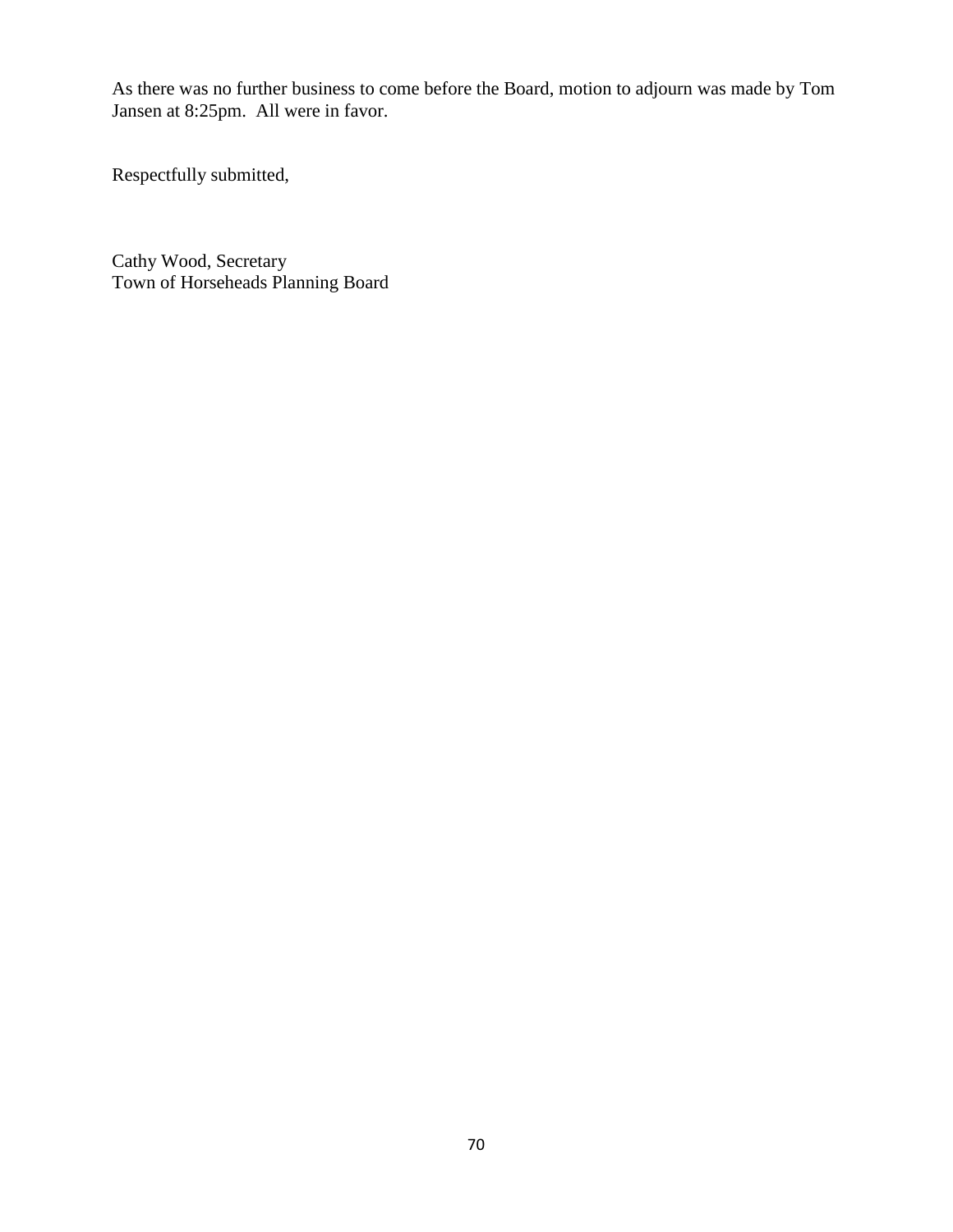As there was no further business to come before the Board, motion to adjourn was made by Tom Jansen at 8:25pm. All were in favor.

Respectfully submitted,

Cathy Wood, Secretary
Town of Horseheads Planning Board